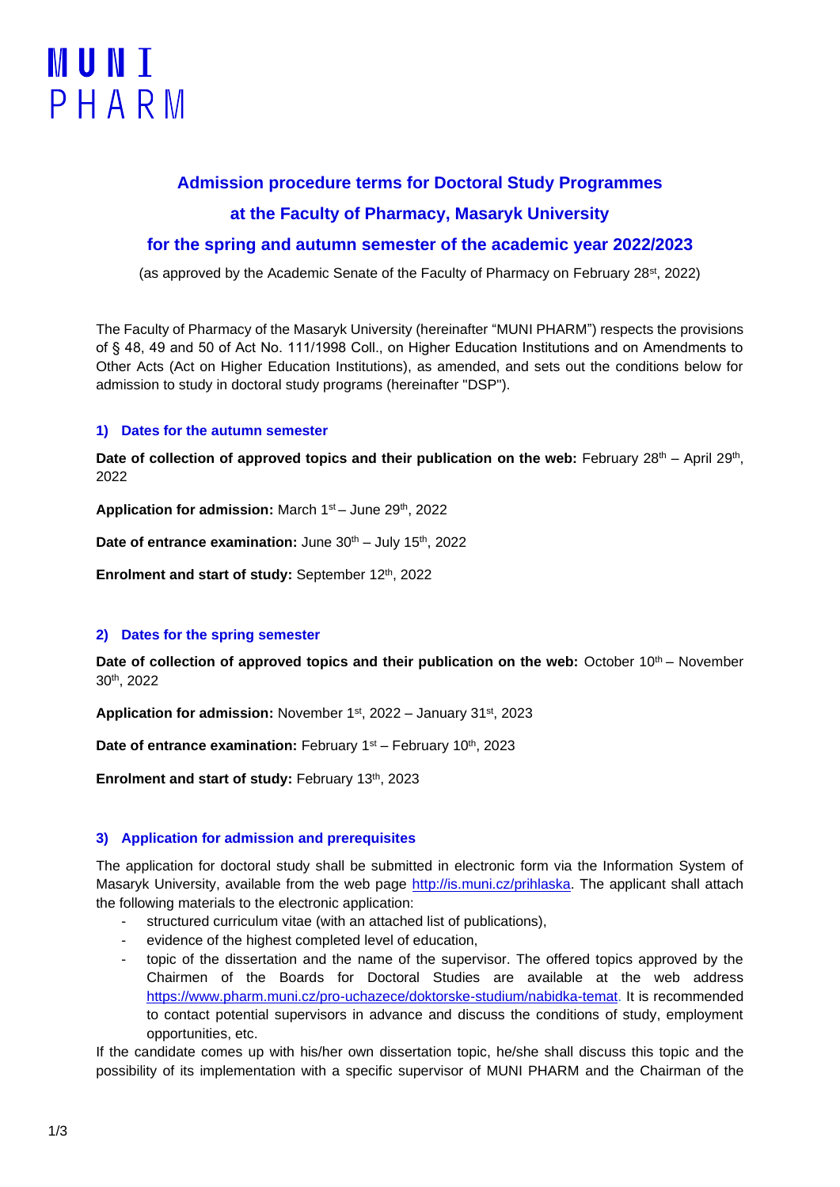MUNI
PHARM

# Admission procedure terms for Doctoral Study Programmes at the Faculty of Pharmacy, Masaryk University for the spring and autumn semester of the academic year 2022/2023

(as approved by the Academic Senate of the Faculty of Pharmacy on February 28st, 2022)

The Faculty of Pharmacy of the Masaryk University (hereinafter "MUNI PHARM") respects the provisions of § 48, 49 and 50 of Act No. 111/1998 Coll., on Higher Education Institutions and on Amendments to Other Acts (Act on Higher Education Institutions), as amended, and sets out the conditions below for admission to study in doctoral study programs (hereinafter "DSP").

## 1) Dates for the autumn semester

**Date of collection of approved topics and their publication on the web:** February 28th – April 29th, 2022

**Application for admission:** March 1st – June 29th, 2022

**Date of entrance examination:** June 30th – July 15th, 2022

**Enrolment and start of study:** September 12th, 2022

## 2) Dates for the spring semester

**Date of collection of approved topics and their publication on the web:** October 10th – November 30th, 2022

**Application for admission:** November 1st, 2022 – January 31st, 2023

**Date of entrance examination:** February 1st – February 10th, 2023

**Enrolment and start of study:** February 13th, 2023

## 3) Application for admission and prerequisites

The application for doctoral study shall be submitted in electronic form via the Information System of Masaryk University, available from the web page http://is.muni.cz/prihlaska. The applicant shall attach the following materials to the electronic application:

- structured curriculum vitae (with an attached list of publications),
- evidence of the highest completed level of education,
- topic of the dissertation and the name of the supervisor. The offered topics approved by the Chairmen of the Boards for Doctoral Studies are available at the web address https://www.pharm.muni.cz/pro-uchazece/doktorske-studium/nabidka-temat. It is recommended to contact potential supervisors in advance and discuss the conditions of study, employment opportunities, etc.

If the candidate comes up with his/her own dissertation topic, he/she shall discuss this topic and the possibility of its implementation with a specific supervisor of MUNI PHARM and the Chairman of the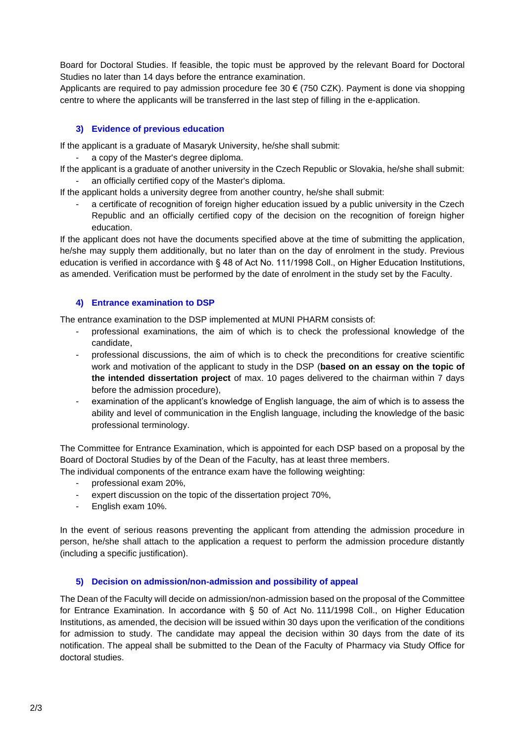Board for Doctoral Studies. If feasible, the topic must be approved by the relevant Board for Doctoral Studies no later than 14 days before the entrance examination.

Applicants are required to pay admission procedure fee 30 € (750 CZK). Payment is done via shopping centre to where the applicants will be transferred in the last step of filling in the e-application.

### 3) Evidence of previous education

If the applicant is a graduate of Masaryk University, he/she shall submit:

- a copy of the Master's degree diploma.

If the applicant is a graduate of another university in the Czech Republic or Slovakia, he/she shall submit:

- an officially certified copy of the Master's diploma.

If the applicant holds a university degree from another country, he/she shall submit:

- a certificate of recognition of foreign higher education issued by a public university in the Czech Republic and an officially certified copy of the decision on the recognition of foreign higher education.

If the applicant does not have the documents specified above at the time of submitting the application, he/she may supply them additionally, but no later than on the day of enrolment in the study. Previous education is verified in accordance with § 48 of Act No. 111/1998 Coll., on Higher Education Institutions, as amended. Verification must be performed by the date of enrolment in the study set by the Faculty.

### 4) Entrance examination to DSP

The entrance examination to the DSP implemented at MUNI PHARM consists of:

- professional examinations, the aim of which is to check the professional knowledge of the candidate,
- professional discussions, the aim of which is to check the preconditions for creative scientific work and motivation of the applicant to study in the DSP (**based on an essay on the topic of the intended dissertation project** of max. 10 pages delivered to the chairman within 7 days before the admission procedure),
- examination of the applicant's knowledge of English language, the aim of which is to assess the ability and level of communication in the English language, including the knowledge of the basic professional terminology.

The Committee for Entrance Examination, which is appointed for each DSP based on a proposal by the Board of Doctoral Studies by of the Dean of the Faculty, has at least three members.

The individual components of the entrance exam have the following weighting:

- professional exam 20%,
- expert discussion on the topic of the dissertation project 70%,
- English exam 10%.

In the event of serious reasons preventing the applicant from attending the admission procedure in person, he/she shall attach to the application a request to perform the admission procedure distantly (including a specific justification).

### 5) Decision on admission/non-admission and possibility of appeal

The Dean of the Faculty will decide on admission/non-admission based on the proposal of the Committee for Entrance Examination. In accordance with § 50 of Act No. 111/1998 Coll., on Higher Education Institutions, as amended, the decision will be issued within 30 days upon the verification of the conditions for admission to study. The candidate may appeal the decision within 30 days from the date of its notification. The appeal shall be submitted to the Dean of the Faculty of Pharmacy via Study Office for doctoral studies.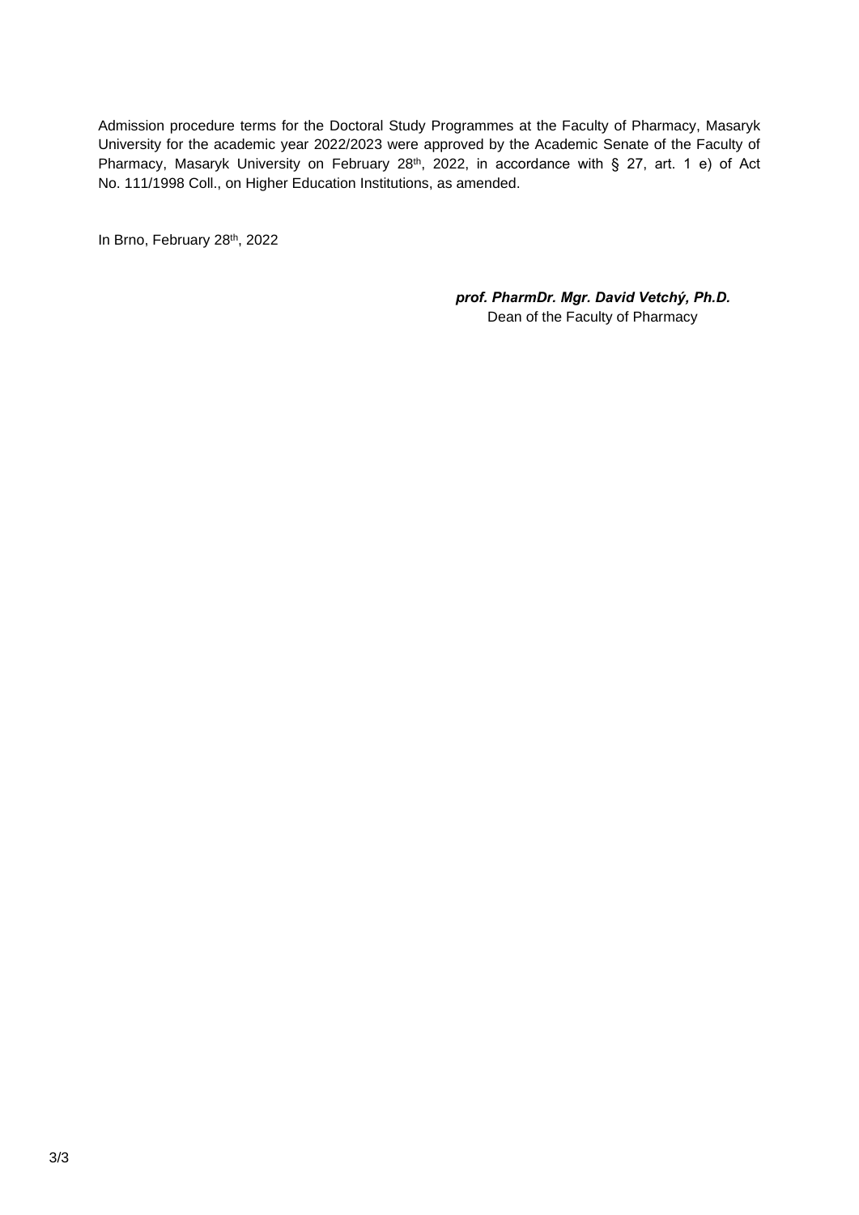Admission procedure terms for the Doctoral Study Programmes at the Faculty of Pharmacy, Masaryk University for the academic year 2022/2023 were approved by the Academic Senate of the Faculty of Pharmacy, Masaryk University on February 28th, 2022, in accordance with § 27, art. 1 e) of Act No. 111/1998 Coll., on Higher Education Institutions, as amended.

In Brno, February 28th, 2022

***prof. PharmDr. Mgr. David Vetchý, Ph.D.***
Dean of the Faculty of Pharmacy